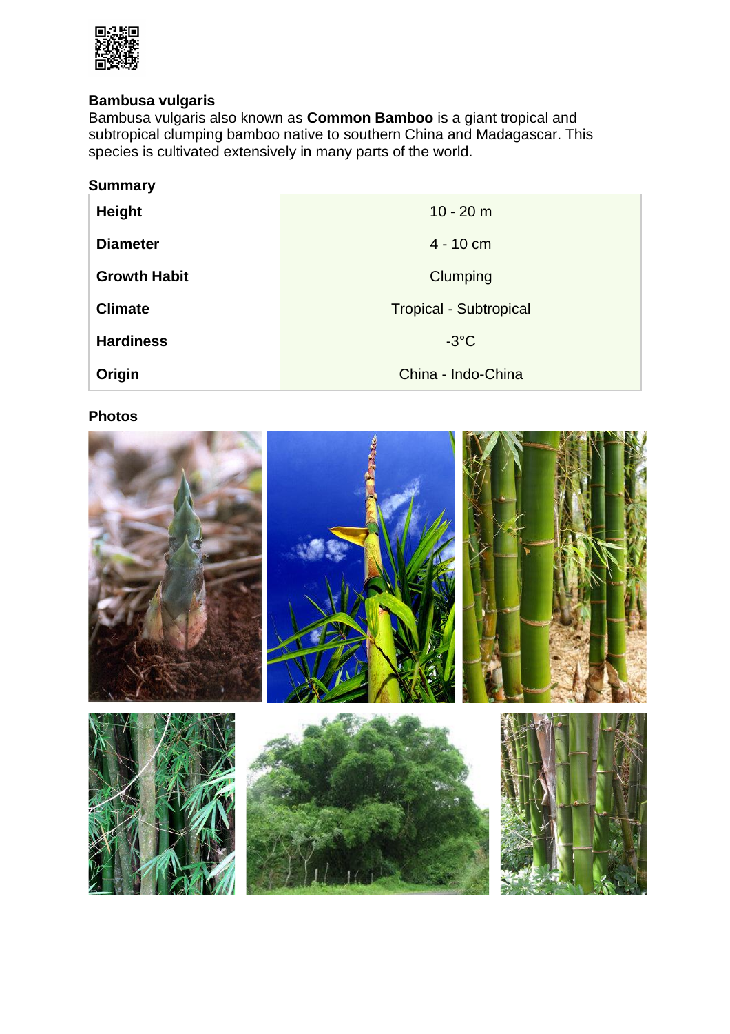## Bambusa vulgaris

Bambusa vulgaris also known as **Common Bamboo** is a giant tropical and subtropical clumping bamboo native to southern China and Madagascar. This species is cultivated extensively in many parts of the world.

### Summary

| | |
|---|---|
| **Height** | 10 - 20 m |
| **Diameter** | 4 - 10 cm |
| **Growth Habit** | Clumping |
| **Climate** | Tropical - Subtropical |
| **Hardiness** | -3°C |
| **Origin** | China - Indo-China |

### Photos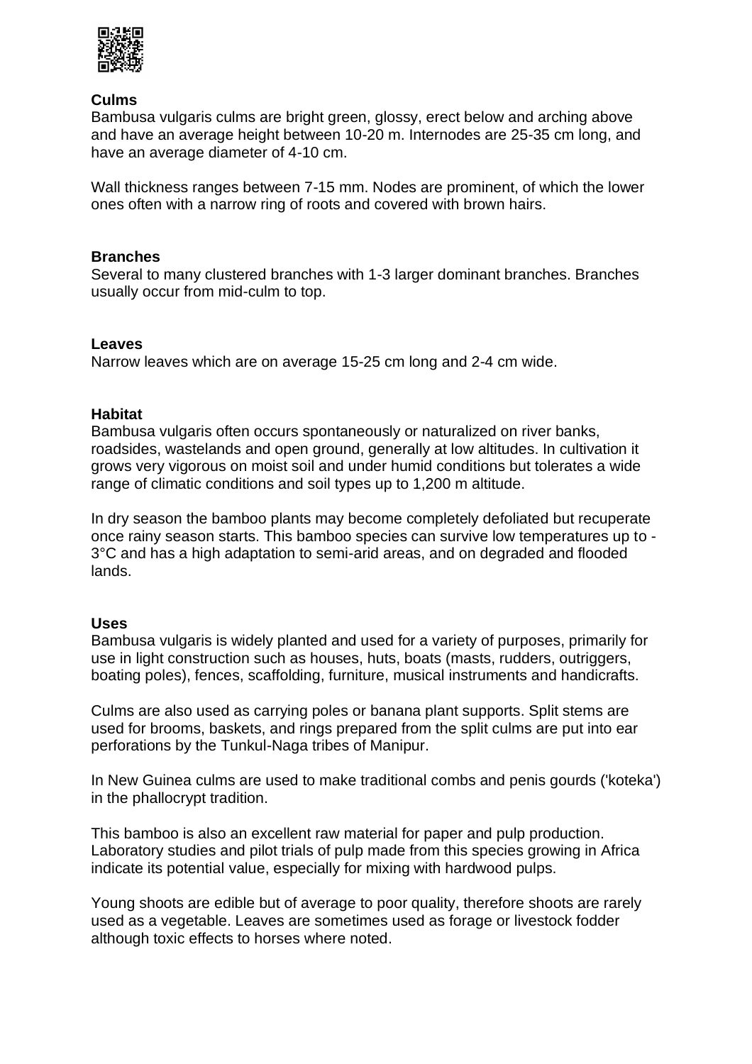**Culms**
Bambusa vulgaris culms are bright green, glossy, erect below and arching above and have an average height between 10-20 m. Internodes are 25-35 cm long, and have an average diameter of 4-10 cm.

Wall thickness ranges between 7-15 mm. Nodes are prominent, of which the lower ones often with a narrow ring of roots and covered with brown hairs.

**Branches**
Several to many clustered branches with 1-3 larger dominant branches. Branches usually occur from mid-culm to top.

**Leaves**
Narrow leaves which are on average 15-25 cm long and 2-4 cm wide.

**Habitat**
Bambusa vulgaris often occurs spontaneously or naturalized on river banks, roadsides, wastelands and open ground, generally at low altitudes. In cultivation it grows very vigorous on moist soil and under humid conditions but tolerates a wide range of climatic conditions and soil types up to 1,200 m altitude.

In dry season the bamboo plants may become completely defoliated but recuperate once rainy season starts. This bamboo species can survive low temperatures up to -3°C and has a high adaptation to semi-arid areas, and on degraded and flooded lands.

**Uses**
Bambusa vulgaris is widely planted and used for a variety of purposes, primarily for use in light construction such as houses, huts, boats (masts, rudders, outriggers, boating poles), fences, scaffolding, furniture, musical instruments and handicrafts.

Culms are also used as carrying poles or banana plant supports. Split stems are used for brooms, baskets, and rings prepared from the split culms are put into ear perforations by the Tunkul-Naga tribes of Manipur.

In New Guinea culms are used to make traditional combs and penis gourds ('koteka') in the phallocrypt tradition.

This bamboo is also an excellent raw material for paper and pulp production. Laboratory studies and pilot trials of pulp made from this species growing in Africa indicate its potential value, especially for mixing with hardwood pulps.

Young shoots are edible but of average to poor quality, therefore shoots are rarely used as a vegetable. Leaves are sometimes used as forage or livestock fodder although toxic effects to horses where noted.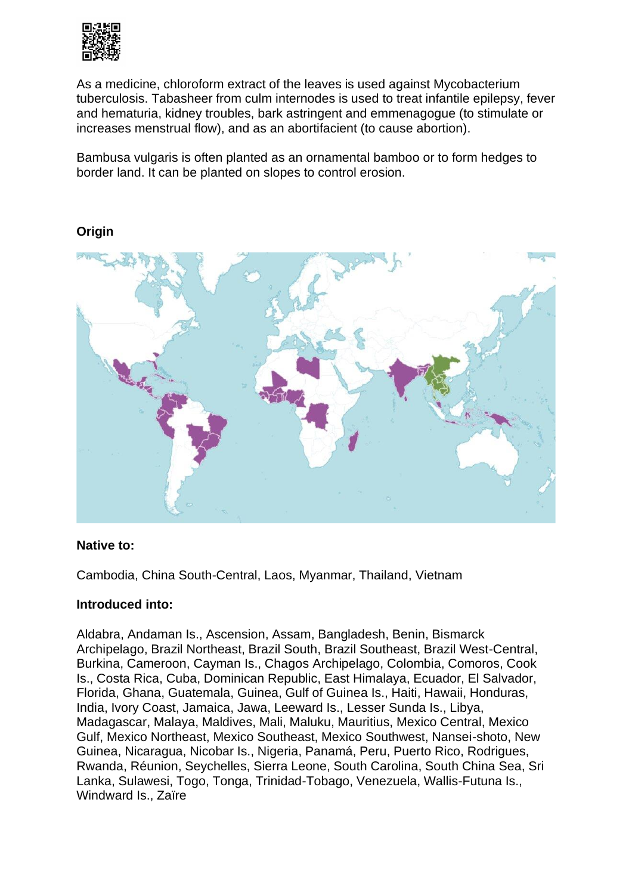As a medicine, chloroform extract of the leaves is used against Mycobacterium tuberculosis. Tabasheer from culm internodes is used to treat infantile epilepsy, fever and hematuria, kidney troubles, bark astringent and emmenagogue (to stimulate or increases menstrual flow), and as an abortifacient (to cause abortion).

Bambusa vulgaris is often planted as an ornamental bamboo or to form hedges to border land. It can be planted on slopes to control erosion.

**Origin**

**Native to:**

Cambodia, China South-Central, Laos, Myanmar, Thailand, Vietnam

**Introduced into:**

Aldabra, Andaman Is., Ascension, Assam, Bangladesh, Benin, Bismarck Archipelago, Brazil Northeast, Brazil South, Brazil Southeast, Brazil West-Central, Burkina, Cameroon, Cayman Is., Chagos Archipelago, Colombia, Comoros, Cook Is., Costa Rica, Cuba, Dominican Republic, East Himalaya, Ecuador, El Salvador, Florida, Ghana, Guatemala, Guinea, Gulf of Guinea Is., Haiti, Hawaii, Honduras, India, Ivory Coast, Jamaica, Jawa, Leeward Is., Lesser Sunda Is., Libya, Madagascar, Malaya, Maldives, Mali, Maluku, Mauritius, Mexico Central, Mexico Gulf, Mexico Northeast, Mexico Southeast, Mexico Southwest, Nansei-shoto, New Guinea, Nicaragua, Nicobar Is., Nigeria, Panamá, Peru, Puerto Rico, Rodrigues, Rwanda, Réunion, Seychelles, Sierra Leone, South Carolina, South China Sea, Sri Lanka, Sulawesi, Togo, Tonga, Trinidad-Tobago, Venezuela, Wallis-Futuna Is., Windward Is., Zaïre